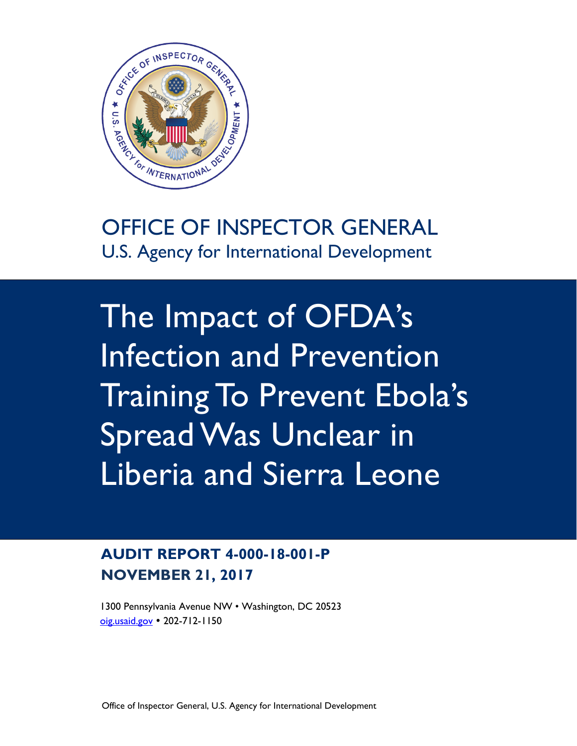# OFFICE OF INSPECTOR GENERAL

U.S. Agency for International Development

# The Impact of OFDA's Infection and Prevention Training To Prevent Ebola's Spread Was Unclear in Liberia and Sierra Leone

**AUDIT REPORT 4-000-18-001-P**
**NOVEMBER 21, 2017**

1300 Pennsylvania Avenue NW • Washington, DC 20523
oig.usaid.gov • 202-712-1150

Office of Inspector General, U.S. Agency for International Development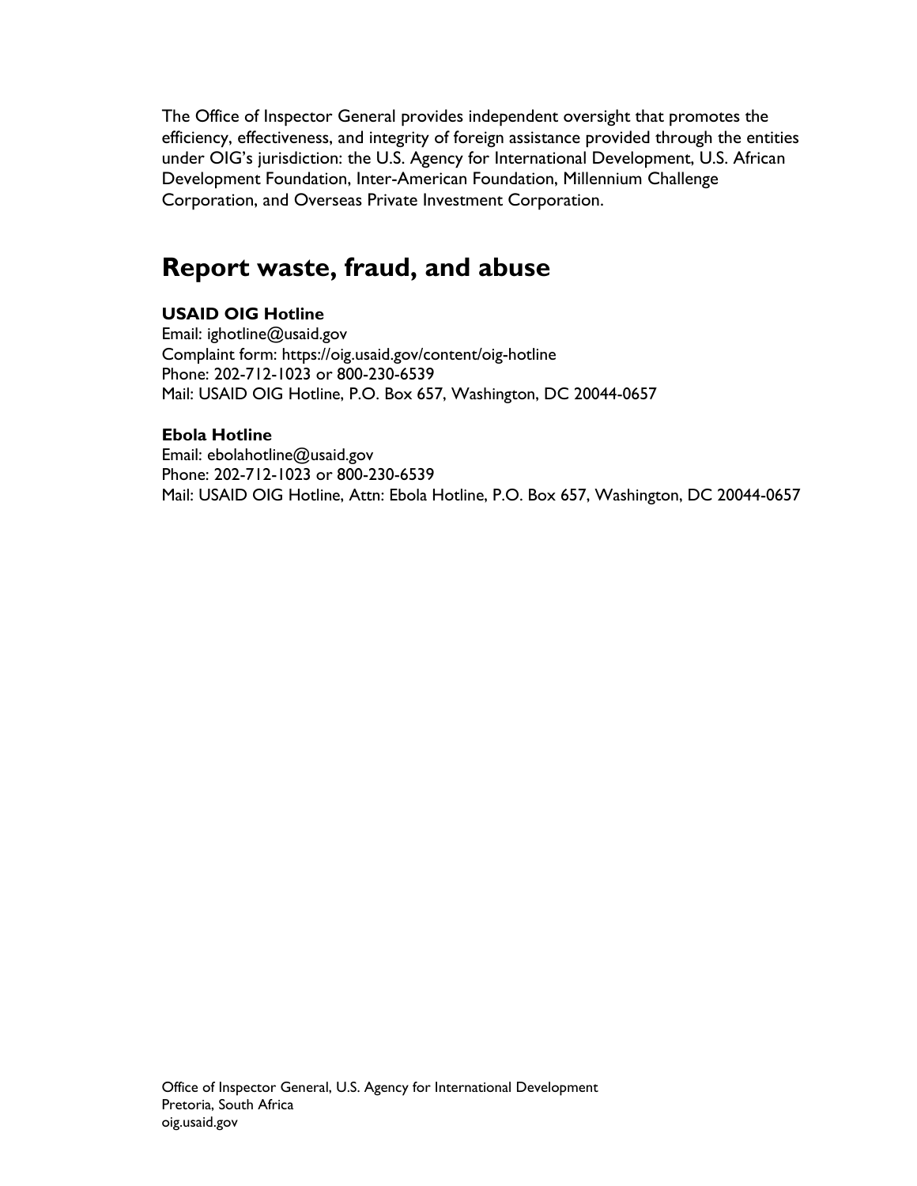The Office of Inspector General provides independent oversight that promotes the efficiency, effectiveness, and integrity of foreign assistance provided through the entities under OIG's jurisdiction: the U.S. Agency for International Development, U.S. African Development Foundation, Inter-American Foundation, Millennium Challenge Corporation, and Overseas Private Investment Corporation.

## Report waste, fraud, and abuse

**USAID OIG Hotline**
Email: ighotline@usaid.gov
Complaint form: https://oig.usaid.gov/content/oig-hotline
Phone: 202-712-1023 or 800-230-6539
Mail: USAID OIG Hotline, P.O. Box 657, Washington, DC 20044-0657

**Ebola Hotline**
Email: ebolahotline@usaid.gov
Phone: 202-712-1023 or 800-230-6539
Mail: USAID OIG Hotline, Attn: Ebola Hotline, P.O. Box 657, Washington, DC 20044-0657

Office of Inspector General, U.S. Agency for International Development
Pretoria, South Africa
oig.usaid.gov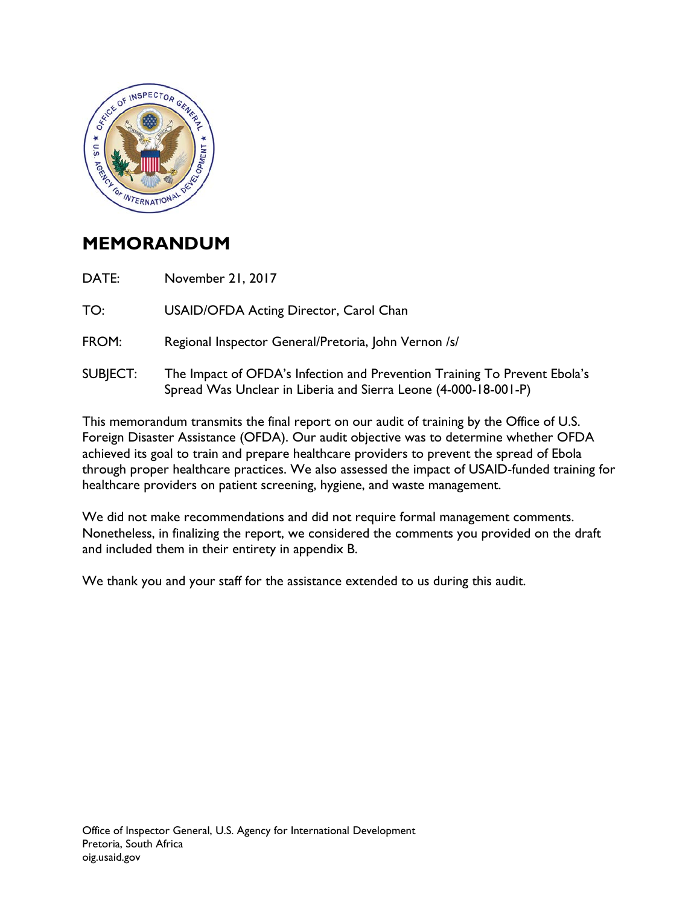# MEMORANDUM

| | |
|---|---|
| DATE: | November 21, 2017 |
| TO: | USAID/OFDA Acting Director, Carol Chan |
| FROM: | Regional Inspector General/Pretoria, John Vernon /s/ |
| SUBJECT: | The Impact of OFDA's Infection and Prevention Training To Prevent Ebola's Spread Was Unclear in Liberia and Sierra Leone (4-000-18-001-P) |

This memorandum transmits the final report on our audit of training by the Office of U.S. Foreign Disaster Assistance (OFDA). Our audit objective was to determine whether OFDA achieved its goal to train and prepare healthcare providers to prevent the spread of Ebola through proper healthcare practices. We also assessed the impact of USAID-funded training for healthcare providers on patient screening, hygiene, and waste management.

We did not make recommendations and did not require formal management comments. Nonetheless, in finalizing the report, we considered the comments you provided on the draft and included them in their entirety in appendix B.

We thank you and your staff for the assistance extended to us during this audit.

Office of Inspector General, U.S. Agency for International Development
Pretoria, South Africa
oig.usaid.gov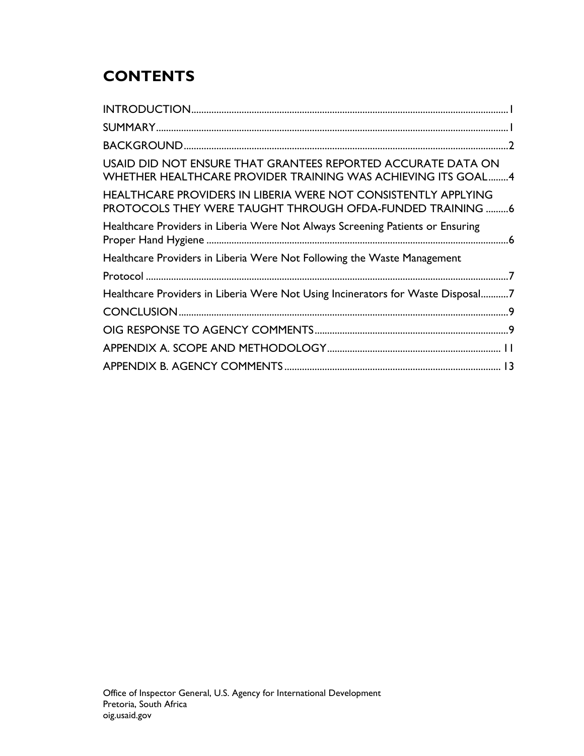# CONTENTS

INTRODUCTION .......... 1

SUMMARY .......... 1

BACKGROUND .......... 2

USAID DID NOT ENSURE THAT GRANTEES REPORTED ACCURATE DATA ON WHETHER HEALTHCARE PROVIDER TRAINING WAS ACHIEVING ITS GOAL .......... 4

HEALTHCARE PROVIDERS IN LIBERIA WERE NOT CONSISTENTLY APPLYING PROTOCOLS THEY WERE TAUGHT THROUGH OFDA-FUNDED TRAINING .......... 6

Healthcare Providers in Liberia Were Not Always Screening Patients or Ensuring Proper Hand Hygiene .......... 6

Healthcare Providers in Liberia Were Not Following the Waste Management Protocol .......... 7

Healthcare Providers in Liberia Were Not Using Incinerators for Waste Disposal .......... 7

CONCLUSION .......... 9

OIG RESPONSE TO AGENCY COMMENTS .......... 9

APPENDIX A. SCOPE AND METHODOLOGY .......... 11

APPENDIX B. AGENCY COMMENTS .......... 13

Office of Inspector General, U.S. Agency for International Development
Pretoria, South Africa
oig.usaid.gov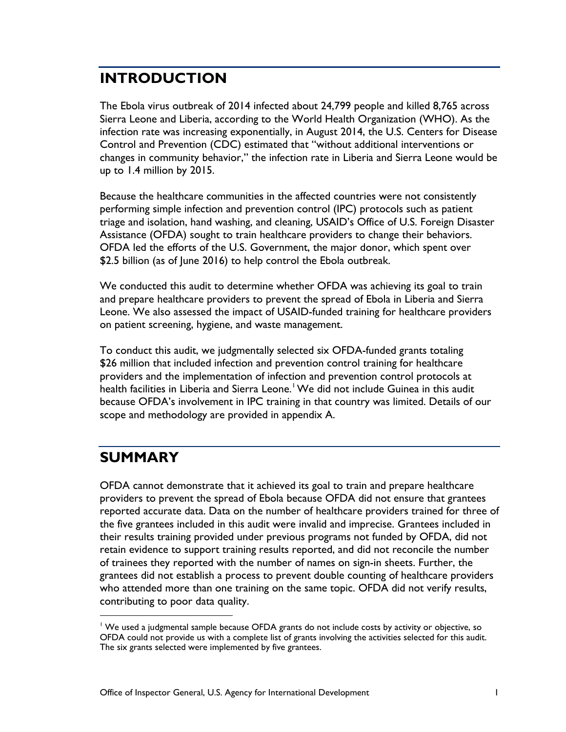## INTRODUCTION

The Ebola virus outbreak of 2014 infected about 24,799 people and killed 8,765 across Sierra Leone and Liberia, according to the World Health Organization (WHO). As the infection rate was increasing exponentially, in August 2014, the U.S. Centers for Disease Control and Prevention (CDC) estimated that "without additional interventions or changes in community behavior," the infection rate in Liberia and Sierra Leone would be up to 1.4 million by 2015.

Because the healthcare communities in the affected countries were not consistently performing simple infection and prevention control (IPC) protocols such as patient triage and isolation, hand washing, and cleaning, USAID's Office of U.S. Foreign Disaster Assistance (OFDA) sought to train healthcare providers to change their behaviors. OFDA led the efforts of the U.S. Government, the major donor, which spent over $2.5 billion (as of June 2016) to help control the Ebola outbreak.

We conducted this audit to determine whether OFDA was achieving its goal to train and prepare healthcare providers to prevent the spread of Ebola in Liberia and Sierra Leone. We also assessed the impact of USAID-funded training for healthcare providers on patient screening, hygiene, and waste management.

To conduct this audit, we judgmentally selected six OFDA-funded grants totaling $26 million that included infection and prevention control training for healthcare providers and the implementation of infection and prevention control protocols at health facilities in Liberia and Sierra Leone.[1] We did not include Guinea in this audit because OFDA's involvement in IPC training in that country was limited. Details of our scope and methodology are provided in appendix A.

## SUMMARY

OFDA cannot demonstrate that it achieved its goal to train and prepare healthcare providers to prevent the spread of Ebola because OFDA did not ensure that grantees reported accurate data. Data on the number of healthcare providers trained for three of the five grantees included in this audit were invalid and imprecise. Grantees included in their results training provided under previous programs not funded by OFDA, did not retain evidence to support training results reported, and did not reconcile the number of trainees they reported with the number of names on sign-in sheets. Further, the grantees did not establish a process to prevent double counting of healthcare providers who attended more than one training on the same topic. OFDA did not verify results, contributing to poor data quality.

[1] We used a judgmental sample because OFDA grants do not include costs by activity or objective, so OFDA could not provide us with a complete list of grants involving the activities selected for this audit. The six grants selected were implemented by five grantees.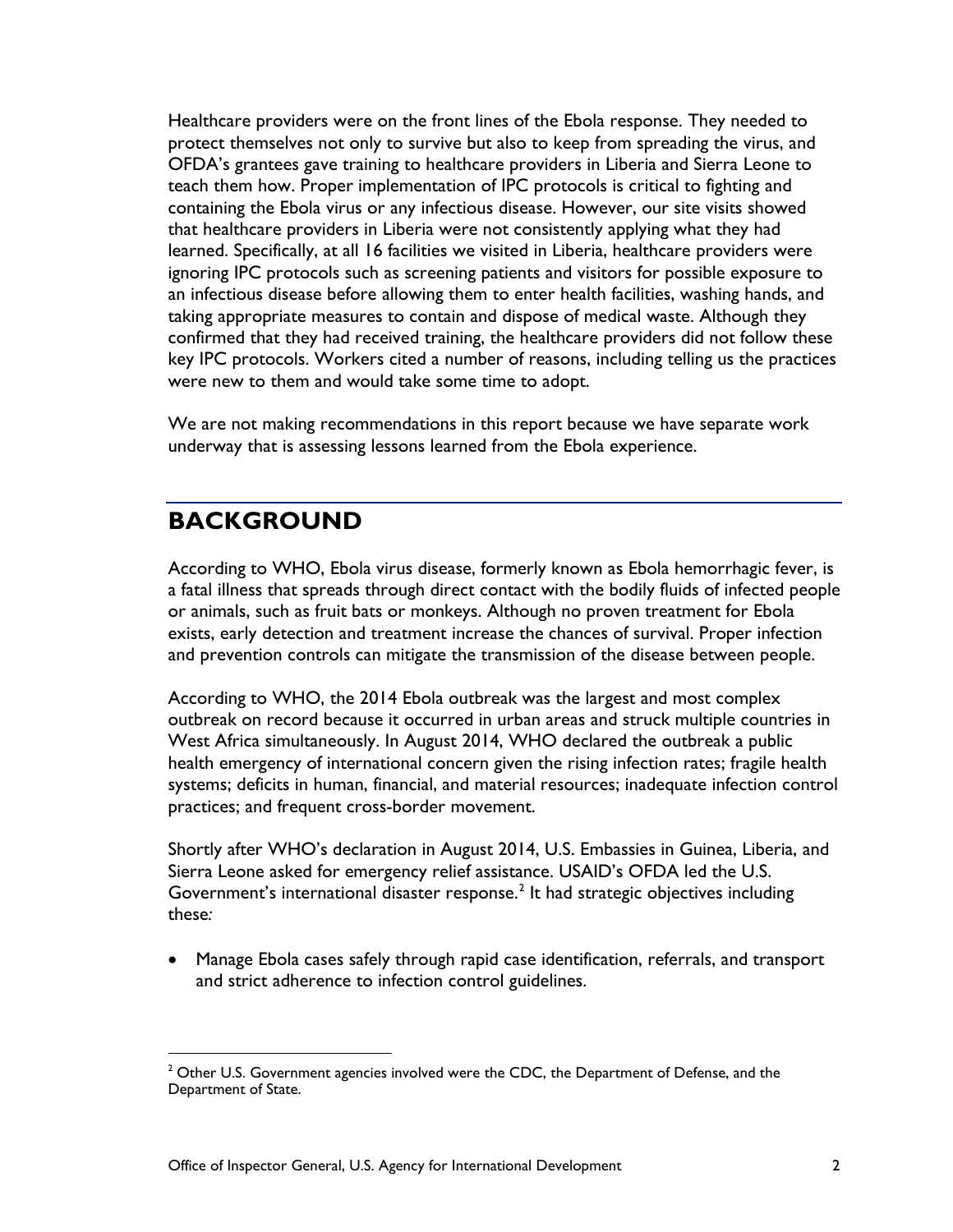Healthcare providers were on the front lines of the Ebola response. They needed to protect themselves not only to survive but also to keep from spreading the virus, and OFDA's grantees gave training to healthcare providers in Liberia and Sierra Leone to teach them how. Proper implementation of IPC protocols is critical to fighting and containing the Ebola virus or any infectious disease. However, our site visits showed that healthcare providers in Liberia were not consistently applying what they had learned. Specifically, at all 16 facilities we visited in Liberia, healthcare providers were ignoring IPC protocols such as screening patients and visitors for possible exposure to an infectious disease before allowing them to enter health facilities, washing hands, and taking appropriate measures to contain and dispose of medical waste. Although they confirmed that they had received training, the healthcare providers did not follow these key IPC protocols. Workers cited a number of reasons, including telling us the practices were new to them and would take some time to adopt.

We are not making recommendations in this report because we have separate work underway that is assessing lessons learned from the Ebola experience.

# BACKGROUND

According to WHO, Ebola virus disease, formerly known as Ebola hemorrhagic fever, is a fatal illness that spreads through direct contact with the bodily fluids of infected people or animals, such as fruit bats or monkeys. Although no proven treatment for Ebola exists, early detection and treatment increase the chances of survival. Proper infection and prevention controls can mitigate the transmission of the disease between people.

According to WHO, the 2014 Ebola outbreak was the largest and most complex outbreak on record because it occurred in urban areas and struck multiple countries in West Africa simultaneously. In August 2014, WHO declared the outbreak a public health emergency of international concern given the rising infection rates; fragile health systems; deficits in human, financial, and material resources; inadequate infection control practices; and frequent cross-border movement.

Shortly after WHO's declaration in August 2014, U.S. Embassies in Guinea, Liberia, and Sierra Leone asked for emergency relief assistance. USAID's OFDA led the U.S. Government's international disaster response.[2] It had strategic objectives including these:

- Manage Ebola cases safely through rapid case identification, referrals, and transport and strict adherence to infection control guidelines.

[2] Other U.S. Government agencies involved were the CDC, the Department of Defense, and the Department of State.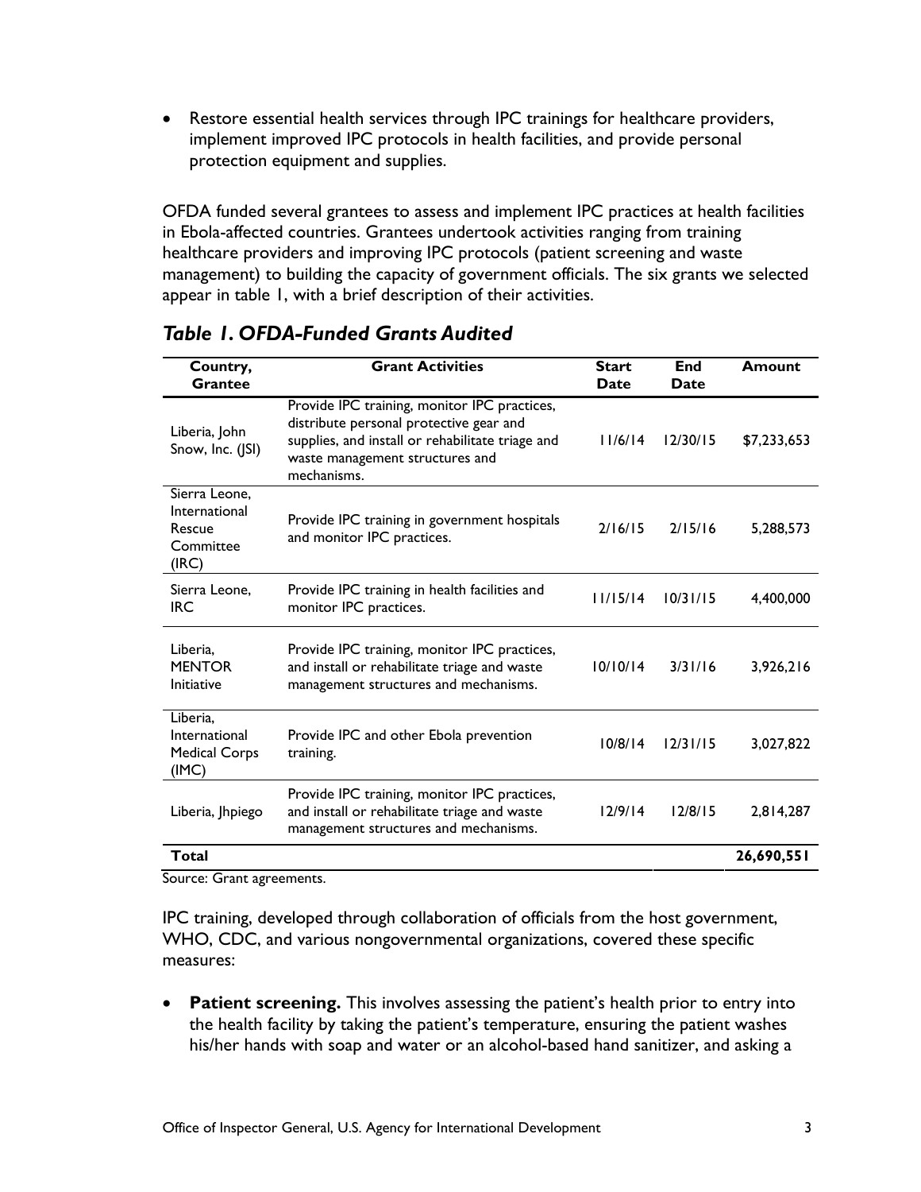- Restore essential health services through IPC trainings for healthcare providers, implement improved IPC protocols in health facilities, and provide personal protection equipment and supplies.

OFDA funded several grantees to assess and implement IPC practices at health facilities in Ebola-affected countries. Grantees undertook activities ranging from training healthcare providers and improving IPC protocols (patient screening and waste management) to building the capacity of government officials. The six grants we selected appear in table 1, with a brief description of their activities.

### *Table 1. OFDA-Funded Grants Audited*

| Country, Grantee | Grant Activities | Start Date | End Date | Amount |
|---|---|---|---|---|
| Liberia, John Snow, Inc. (JSI) | Provide IPC training, monitor IPC practices, distribute personal protective gear and supplies, and install or rehabilitate triage and waste management structures and mechanisms. | 11/6/14 | 12/30/15 | $7,233,653 |
| Sierra Leone, International Rescue Committee (IRC) | Provide IPC training in government hospitals and monitor IPC practices. | 2/16/15 | 2/15/16 | 5,288,573 |
| Sierra Leone, IRC | Provide IPC training in health facilities and monitor IPC practices. | 11/15/14 | 10/31/15 | 4,400,000 |
| Liberia, MENTOR Initiative | Provide IPC training, monitor IPC practices, and install or rehabilitate triage and waste management structures and mechanisms. | 10/10/14 | 3/31/16 | 3,926,216 |
| Liberia, International Medical Corps (IMC) | Provide IPC and other Ebola prevention training. | 10/8/14 | 12/31/15 | 3,027,822 |
| Liberia, Jhpiego | Provide IPC training, monitor IPC practices, and install or rehabilitate triage and waste management structures and mechanisms. | 12/9/14 | 12/8/15 | 2,814,287 |
| **Total** | | | | **26,690,551** |

Source: Grant agreements.

IPC training, developed through collaboration of officials from the host government, WHO, CDC, and various nongovernmental organizations, covered these specific measures:

- **Patient screening.** This involves assessing the patient's health prior to entry into the health facility by taking the patient's temperature, ensuring the patient washes his/her hands with soap and water or an alcohol-based hand sanitizer, and asking a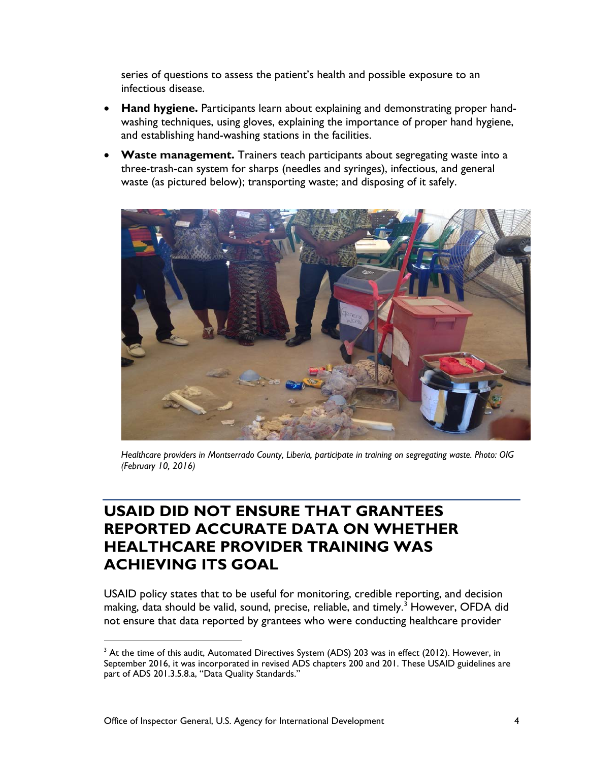series of questions to assess the patient's health and possible exposure to an infectious disease.

- **Hand hygiene.** Participants learn about explaining and demonstrating proper hand-washing techniques, using gloves, explaining the importance of proper hand hygiene, and establishing hand-washing stations in the facilities.
- **Waste management.** Trainers teach participants about segregating waste into a three-trash-can system for sharps (needles and syringes), infectious, and general waste (as pictured below); transporting waste; and disposing of it safely.

*Healthcare providers in Montserrado County, Liberia, participate in training on segregating waste. Photo: OIG (February 10, 2016)*

## USAID DID NOT ENSURE THAT GRANTEES REPORTED ACCURATE DATA ON WHETHER HEALTHCARE PROVIDER TRAINING WAS ACHIEVING ITS GOAL

USAID policy states that to be useful for monitoring, credible reporting, and decision making, data should be valid, sound, precise, reliable, and timely.[3] However, OFDA did not ensure that data reported by grantees who were conducting healthcare provider

[3] At the time of this audit, Automated Directives System (ADS) 203 was in effect (2012). However, in September 2016, it was incorporated in revised ADS chapters 200 and 201. These USAID guidelines are part of ADS 201.3.5.8.a, "Data Quality Standards."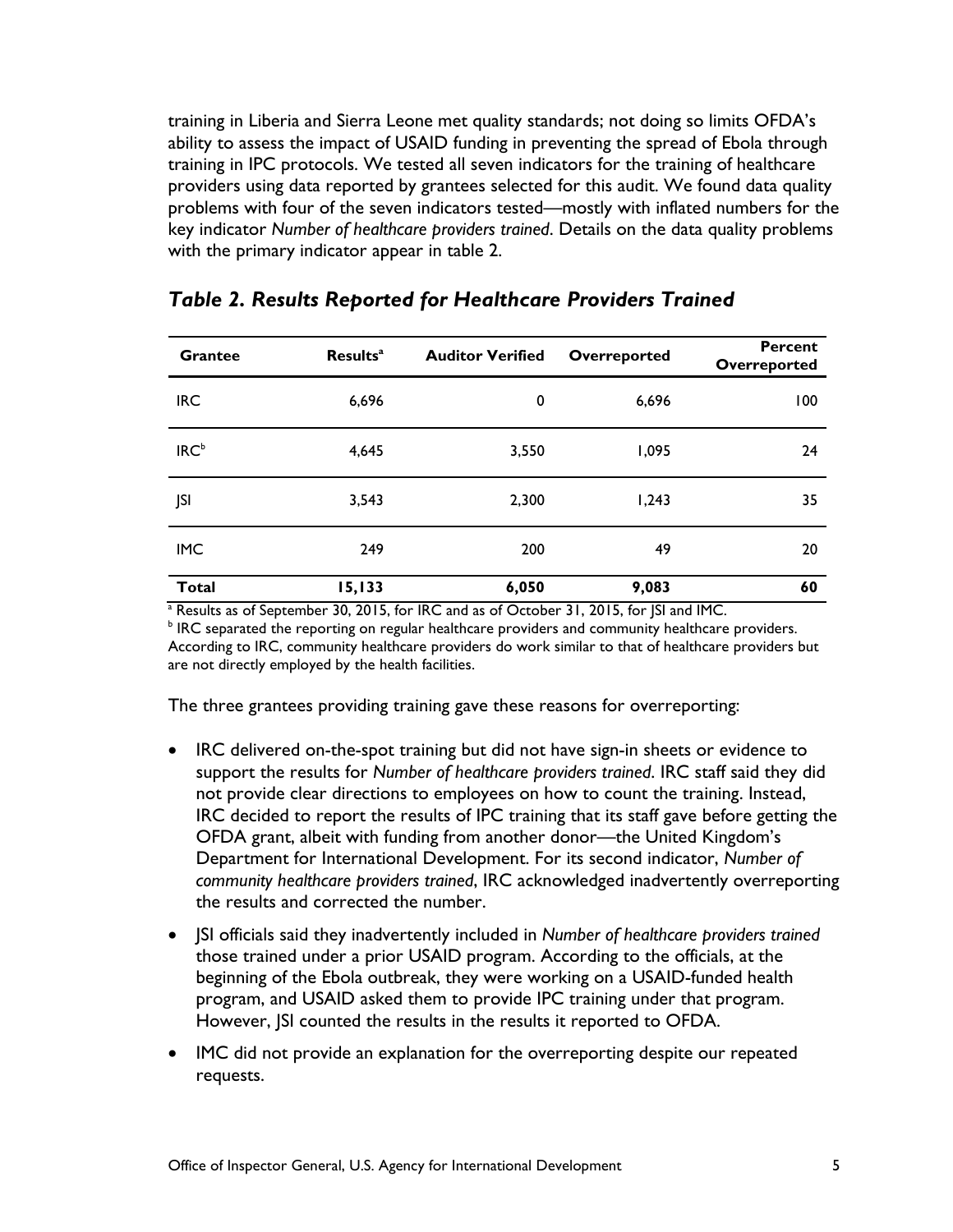training in Liberia and Sierra Leone met quality standards; not doing so limits OFDA's ability to assess the impact of USAID funding in preventing the spread of Ebola through training in IPC protocols. We tested all seven indicators for the training of healthcare providers using data reported by grantees selected for this audit. We found data quality problems with four of the seven indicators tested—mostly with inflated numbers for the key indicator *Number of healthcare providers trained*. Details on the data quality problems with the primary indicator appear in table 2.

### *Table 2. Results Reported for Healthcare Providers Trained*

| Grantee | Results[a] | Auditor Verified | Overreported | Percent Overreported |
|---|---|---|---|---|
| IRC | 6,696 | 0 | 6,696 | 100 |
| IRC[b] | 4,645 | 3,550 | 1,095 | 24 |
| JSI | 3,543 | 2,300 | 1,243 | 35 |
| IMC | 249 | 200 | 49 | 20 |
| **Total** | **15,133** | **6,050** | **9,083** | **60** |

[a] Results as of September 30, 2015, for IRC and as of October 31, 2015, for JSI and IMC.
[b] IRC separated the reporting on regular healthcare providers and community healthcare providers. According to IRC, community healthcare providers do work similar to that of healthcare providers but are not directly employed by the health facilities.

The three grantees providing training gave these reasons for overreporting:

- IRC delivered on-the-spot training but did not have sign-in sheets or evidence to support the results for *Number of healthcare providers trained*. IRC staff said they did not provide clear directions to employees on how to count the training. Instead, IRC decided to report the results of IPC training that its staff gave before getting the OFDA grant, albeit with funding from another donor—the United Kingdom's Department for International Development. For its second indicator, *Number of community healthcare providers trained*, IRC acknowledged inadvertently overreporting the results and corrected the number.
- JSI officials said they inadvertently included in *Number of healthcare providers trained* those trained under a prior USAID program. According to the officials, at the beginning of the Ebola outbreak, they were working on a USAID-funded health program, and USAID asked them to provide IPC training under that program. However, JSI counted the results in the results it reported to OFDA.
- IMC did not provide an explanation for the overreporting despite our repeated requests.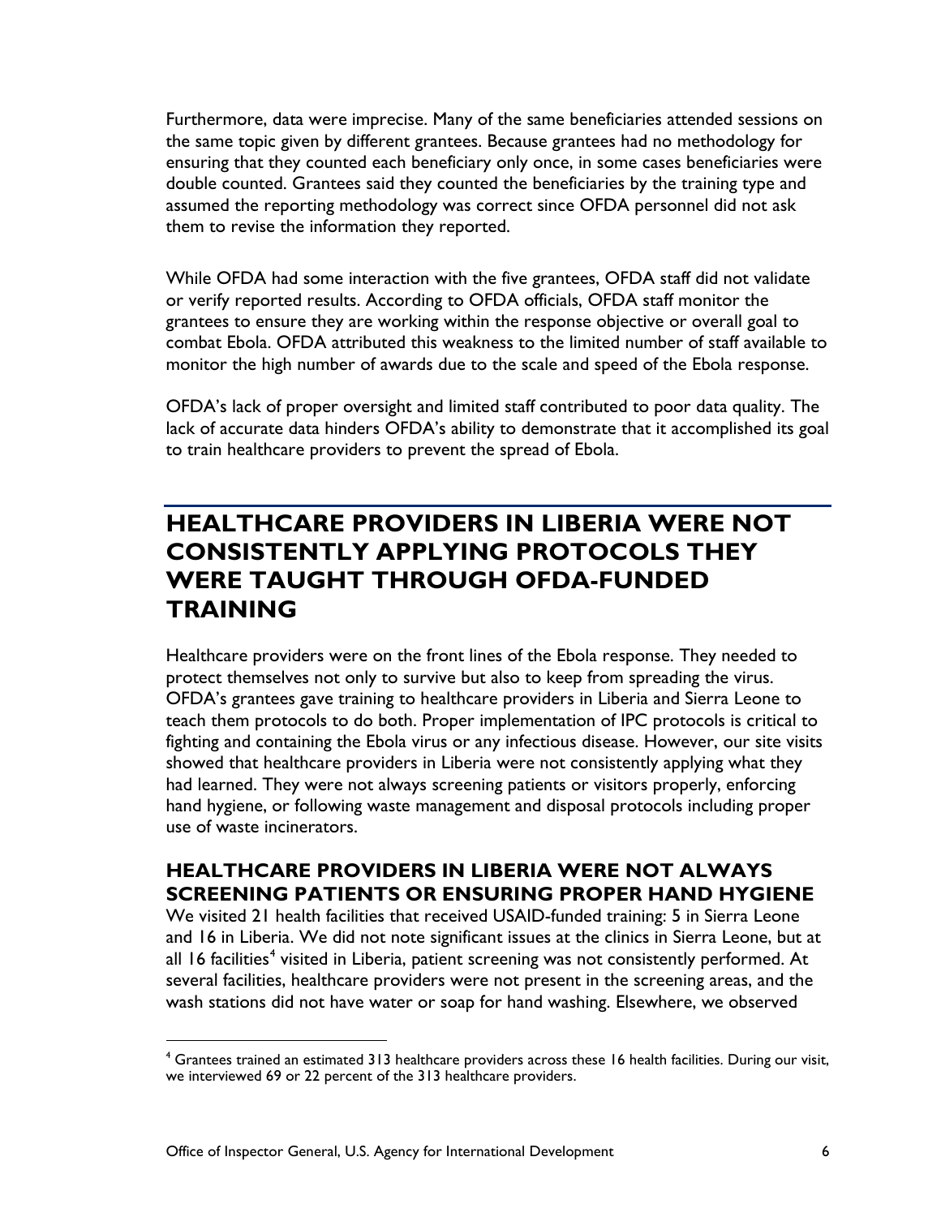Furthermore, data were imprecise. Many of the same beneficiaries attended sessions on the same topic given by different grantees. Because grantees had no methodology for ensuring that they counted each beneficiary only once, in some cases beneficiaries were double counted. Grantees said they counted the beneficiaries by the training type and assumed the reporting methodology was correct since OFDA personnel did not ask them to revise the information they reported.

While OFDA had some interaction with the five grantees, OFDA staff did not validate or verify reported results. According to OFDA officials, OFDA staff monitor the grantees to ensure they are working within the response objective or overall goal to combat Ebola. OFDA attributed this weakness to the limited number of staff available to monitor the high number of awards due to the scale and speed of the Ebola response.

OFDA's lack of proper oversight and limited staff contributed to poor data quality. The lack of accurate data hinders OFDA's ability to demonstrate that it accomplished its goal to train healthcare providers to prevent the spread of Ebola.

## HEALTHCARE PROVIDERS IN LIBERIA WERE NOT CONSISTENTLY APPLYING PROTOCOLS THEY WERE TAUGHT THROUGH OFDA-FUNDED TRAINING

Healthcare providers were on the front lines of the Ebola response. They needed to protect themselves not only to survive but also to keep from spreading the virus. OFDA's grantees gave training to healthcare providers in Liberia and Sierra Leone to teach them protocols to do both. Proper implementation of IPC protocols is critical to fighting and containing the Ebola virus or any infectious disease. However, our site visits showed that healthcare providers in Liberia were not consistently applying what they had learned. They were not always screening patients or visitors properly, enforcing hand hygiene, or following waste management and disposal protocols including proper use of waste incinerators.

### HEALTHCARE PROVIDERS IN LIBERIA WERE NOT ALWAYS SCREENING PATIENTS OR ENSURING PROPER HAND HYGIENE

We visited 21 health facilities that received USAID-funded training: 5 in Sierra Leone and 16 in Liberia. We did not note significant issues at the clinics in Sierra Leone, but at all 16 facilities[4] visited in Liberia, patient screening was not consistently performed. At several facilities, healthcare providers were not present in the screening areas, and the wash stations did not have water or soap for hand washing. Elsewhere, we observed

[4] Grantees trained an estimated 313 healthcare providers across these 16 health facilities. During our visit, we interviewed 69 or 22 percent of the 313 healthcare providers.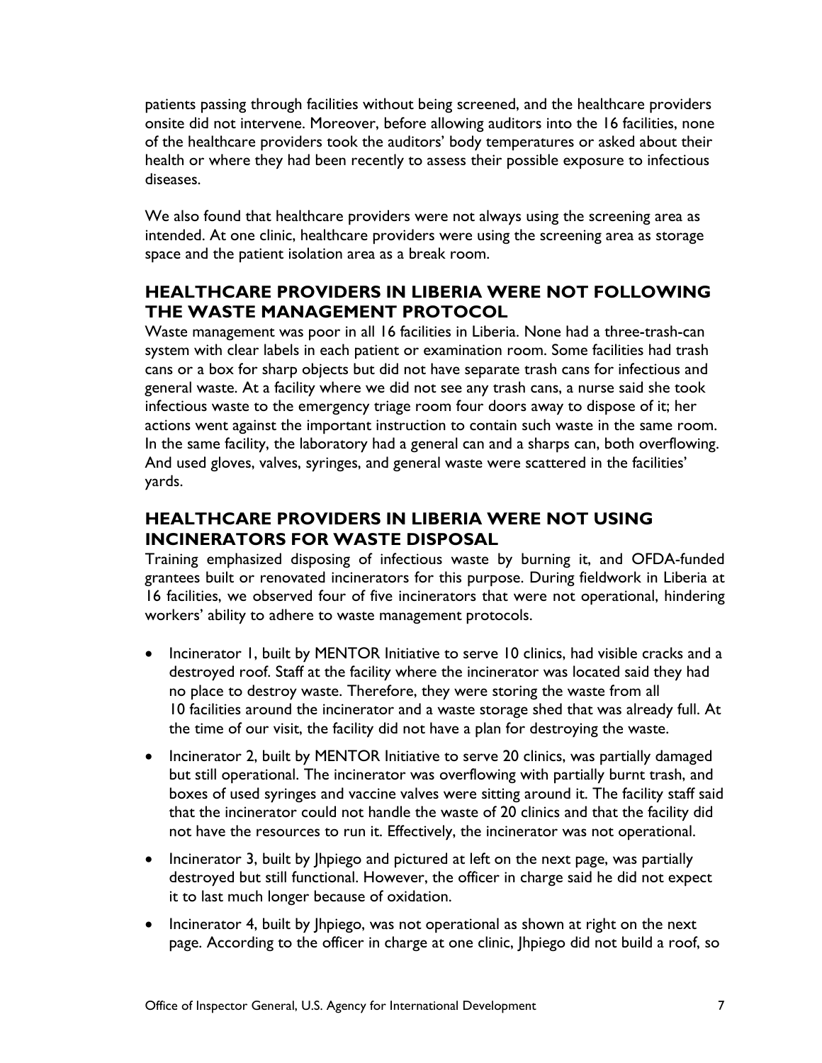patients passing through facilities without being screened, and the healthcare providers onsite did not intervene. Moreover, before allowing auditors into the 16 facilities, none of the healthcare providers took the auditors' body temperatures or asked about their health or where they had been recently to assess their possible exposure to infectious diseases.

We also found that healthcare providers were not always using the screening area as intended. At one clinic, healthcare providers were using the screening area as storage space and the patient isolation area as a break room.

## HEALTHCARE PROVIDERS IN LIBERIA WERE NOT FOLLOWING THE WASTE MANAGEMENT PROTOCOL

Waste management was poor in all 16 facilities in Liberia. None had a three-trash-can system with clear labels in each patient or examination room. Some facilities had trash cans or a box for sharp objects but did not have separate trash cans for infectious and general waste. At a facility where we did not see any trash cans, a nurse said she took infectious waste to the emergency triage room four doors away to dispose of it; her actions went against the important instruction to contain such waste in the same room. In the same facility, the laboratory had a general can and a sharps can, both overflowing. And used gloves, valves, syringes, and general waste were scattered in the facilities' yards.

## HEALTHCARE PROVIDERS IN LIBERIA WERE NOT USING INCINERATORS FOR WASTE DISPOSAL

Training emphasized disposing of infectious waste by burning it, and OFDA-funded grantees built or renovated incinerators for this purpose. During fieldwork in Liberia at 16 facilities, we observed four of five incinerators that were not operational, hindering workers' ability to adhere to waste management protocols.

- Incinerator 1, built by MENTOR Initiative to serve 10 clinics, had visible cracks and a destroyed roof. Staff at the facility where the incinerator was located said they had no place to destroy waste. Therefore, they were storing the waste from all 10 facilities around the incinerator and a waste storage shed that was already full. At the time of our visit, the facility did not have a plan for destroying the waste.
- Incinerator 2, built by MENTOR Initiative to serve 20 clinics, was partially damaged but still operational. The incinerator was overflowing with partially burnt trash, and boxes of used syringes and vaccine valves were sitting around it. The facility staff said that the incinerator could not handle the waste of 20 clinics and that the facility did not have the resources to run it. Effectively, the incinerator was not operational.
- Incinerator 3, built by Jhpiego and pictured at left on the next page, was partially destroyed but still functional. However, the officer in charge said he did not expect it to last much longer because of oxidation.
- Incinerator 4, built by Jhpiego, was not operational as shown at right on the next page. According to the officer in charge at one clinic, Jhpiego did not build a roof, so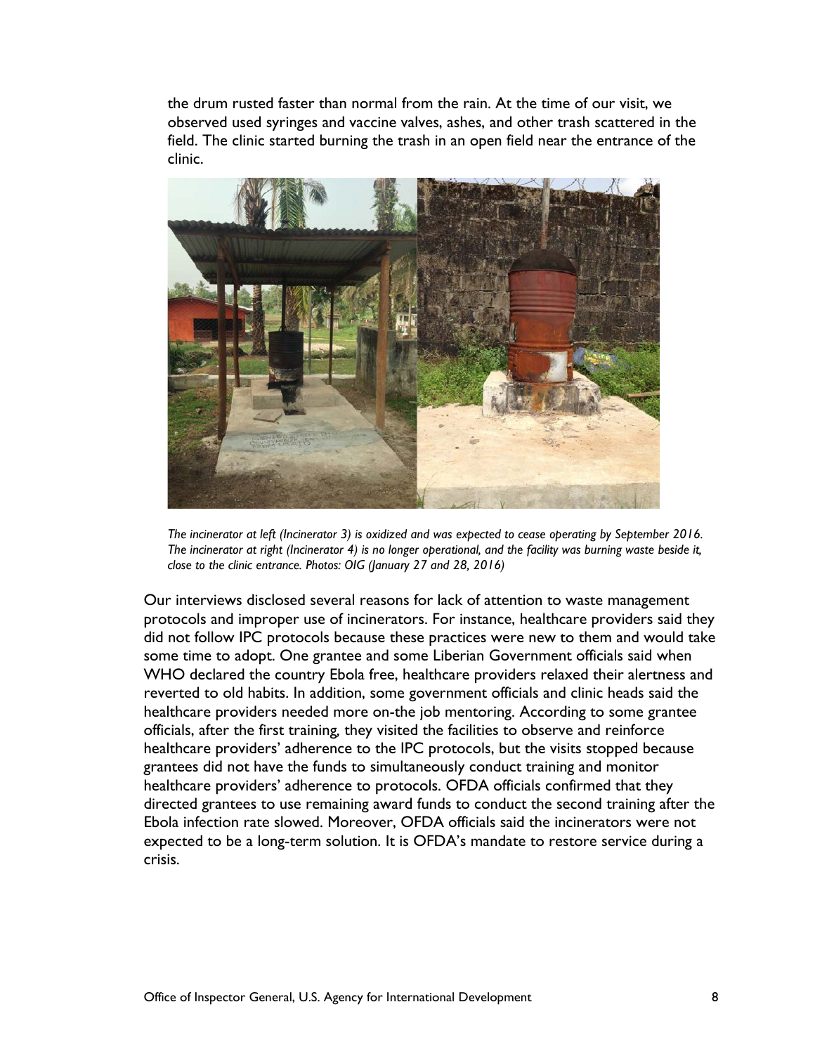the drum rusted faster than normal from the rain. At the time of our visit, we observed used syringes and vaccine valves, ashes, and other trash scattered in the field. The clinic started burning the trash in an open field near the entrance of the clinic.

*The incinerator at left (Incinerator 3) is oxidized and was expected to cease operating by September 2016. The incinerator at right (Incinerator 4) is no longer operational, and the facility was burning waste beside it, close to the clinic entrance. Photos: OIG (January 27 and 28, 2016)*

Our interviews disclosed several reasons for lack of attention to waste management protocols and improper use of incinerators. For instance, healthcare providers said they did not follow IPC protocols because these practices were new to them and would take some time to adopt. One grantee and some Liberian Government officials said when WHO declared the country Ebola free, healthcare providers relaxed their alertness and reverted to old habits. In addition, some government officials and clinic heads said the healthcare providers needed more on-the job mentoring. According to some grantee officials, after the first training, they visited the facilities to observe and reinforce healthcare providers' adherence to the IPC protocols, but the visits stopped because grantees did not have the funds to simultaneously conduct training and monitor healthcare providers' adherence to protocols. OFDA officials confirmed that they directed grantees to use remaining award funds to conduct the second training after the Ebola infection rate slowed. Moreover, OFDA officials said the incinerators were not expected to be a long-term solution. It is OFDA's mandate to restore service during a crisis.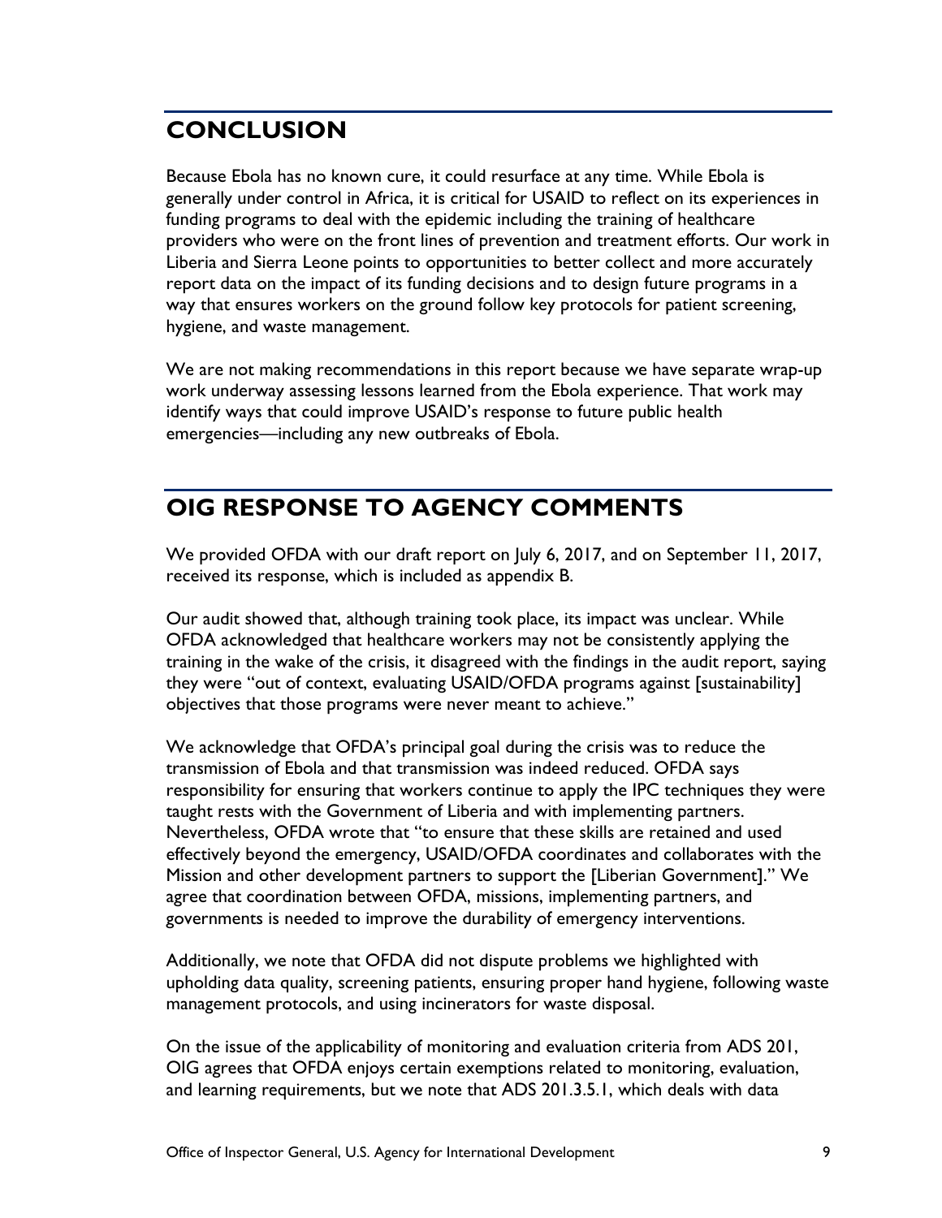## CONCLUSION

Because Ebola has no known cure, it could resurface at any time. While Ebola is generally under control in Africa, it is critical for USAID to reflect on its experiences in funding programs to deal with the epidemic including the training of healthcare providers who were on the front lines of prevention and treatment efforts. Our work in Liberia and Sierra Leone points to opportunities to better collect and more accurately report data on the impact of its funding decisions and to design future programs in a way that ensures workers on the ground follow key protocols for patient screening, hygiene, and waste management.

We are not making recommendations in this report because we have separate wrap-up work underway assessing lessons learned from the Ebola experience. That work may identify ways that could improve USAID's response to future public health emergencies—including any new outbreaks of Ebola.

## OIG RESPONSE TO AGENCY COMMENTS

We provided OFDA with our draft report on July 6, 2017, and on September 11, 2017, received its response, which is included as appendix B.

Our audit showed that, although training took place, its impact was unclear. While OFDA acknowledged that healthcare workers may not be consistently applying the training in the wake of the crisis, it disagreed with the findings in the audit report, saying they were "out of context, evaluating USAID/OFDA programs against [sustainability] objectives that those programs were never meant to achieve."

We acknowledge that OFDA's principal goal during the crisis was to reduce the transmission of Ebola and that transmission was indeed reduced. OFDA says responsibility for ensuring that workers continue to apply the IPC techniques they were taught rests with the Government of Liberia and with implementing partners. Nevertheless, OFDA wrote that "to ensure that these skills are retained and used effectively beyond the emergency, USAID/OFDA coordinates and collaborates with the Mission and other development partners to support the [Liberian Government]." We agree that coordination between OFDA, missions, implementing partners, and governments is needed to improve the durability of emergency interventions.

Additionally, we note that OFDA did not dispute problems we highlighted with upholding data quality, screening patients, ensuring proper hand hygiene, following waste management protocols, and using incinerators for waste disposal.

On the issue of the applicability of monitoring and evaluation criteria from ADS 201, OIG agrees that OFDA enjoys certain exemptions related to monitoring, evaluation, and learning requirements, but we note that ADS 201.3.5.1, which deals with data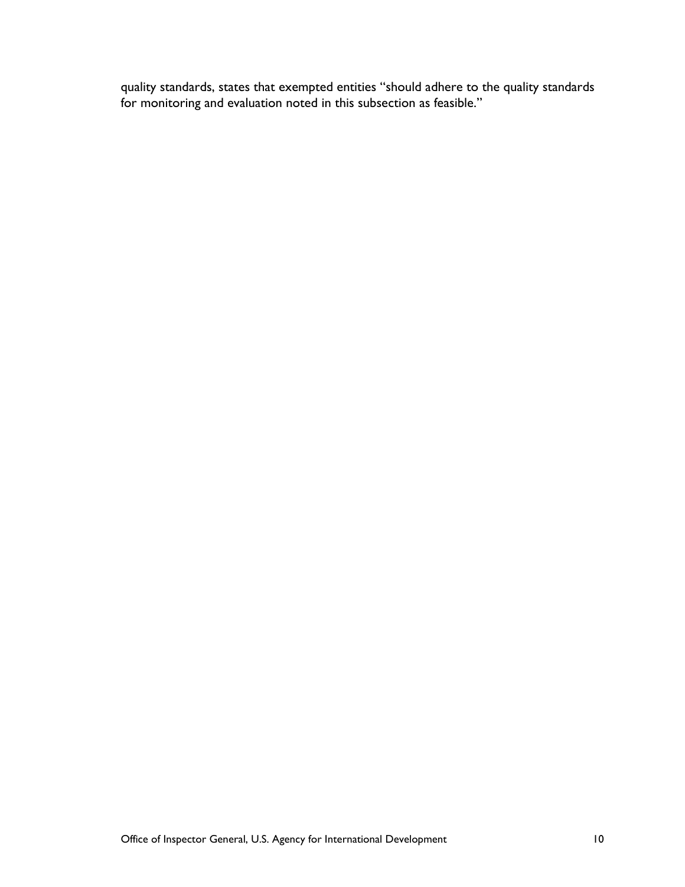quality standards, states that exempted entities "should adhere to the quality standards for monitoring and evaluation noted in this subsection as feasible."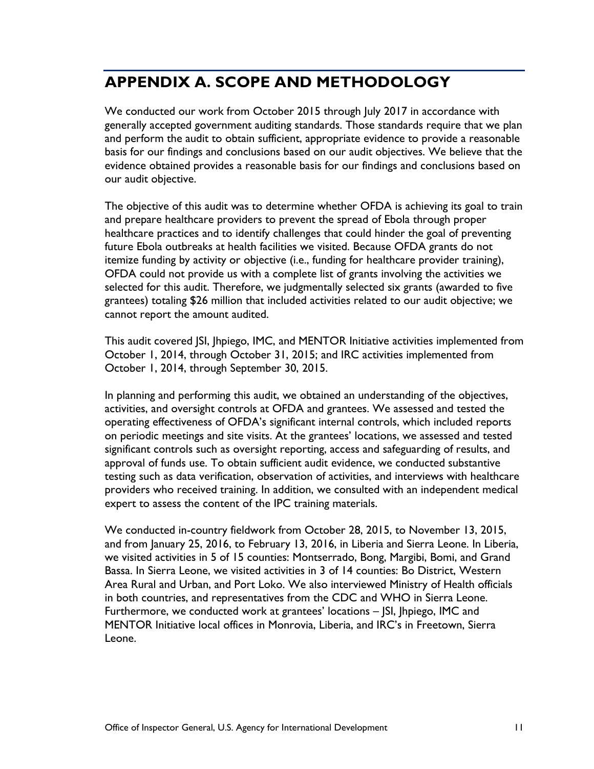# APPENDIX A. SCOPE AND METHODOLOGY

We conducted our work from October 2015 through July 2017 in accordance with generally accepted government auditing standards. Those standards require that we plan and perform the audit to obtain sufficient, appropriate evidence to provide a reasonable basis for our findings and conclusions based on our audit objectives. We believe that the evidence obtained provides a reasonable basis for our findings and conclusions based on our audit objective.

The objective of this audit was to determine whether OFDA is achieving its goal to train and prepare healthcare providers to prevent the spread of Ebola through proper healthcare practices and to identify challenges that could hinder the goal of preventing future Ebola outbreaks at health facilities we visited. Because OFDA grants do not itemize funding by activity or objective (i.e., funding for healthcare provider training), OFDA could not provide us with a complete list of grants involving the activities we selected for this audit. Therefore, we judgmentally selected six grants (awarded to five grantees) totaling $26 million that included activities related to our audit objective; we cannot report the amount audited.

This audit covered JSI, Jhpiego, IMC, and MENTOR Initiative activities implemented from October 1, 2014, through October 31, 2015; and IRC activities implemented from October 1, 2014, through September 30, 2015.

In planning and performing this audit, we obtained an understanding of the objectives, activities, and oversight controls at OFDA and grantees. We assessed and tested the operating effectiveness of OFDA's significant internal controls, which included reports on periodic meetings and site visits. At the grantees' locations, we assessed and tested significant controls such as oversight reporting, access and safeguarding of results, and approval of funds use. To obtain sufficient audit evidence, we conducted substantive testing such as data verification, observation of activities, and interviews with healthcare providers who received training. In addition, we consulted with an independent medical expert to assess the content of the IPC training materials.

We conducted in-country fieldwork from October 28, 2015, to November 13, 2015, and from January 25, 2016, to February 13, 2016, in Liberia and Sierra Leone. In Liberia, we visited activities in 5 of 15 counties: Montserrado, Bong, Margibi, Bomi, and Grand Bassa. In Sierra Leone, we visited activities in 3 of 14 counties: Bo District, Western Area Rural and Urban, and Port Loko. We also interviewed Ministry of Health officials in both countries, and representatives from the CDC and WHO in Sierra Leone. Furthermore, we conducted work at grantees' locations – JSI, Jhpiego, IMC and MENTOR Initiative local offices in Monrovia, Liberia, and IRC's in Freetown, Sierra Leone.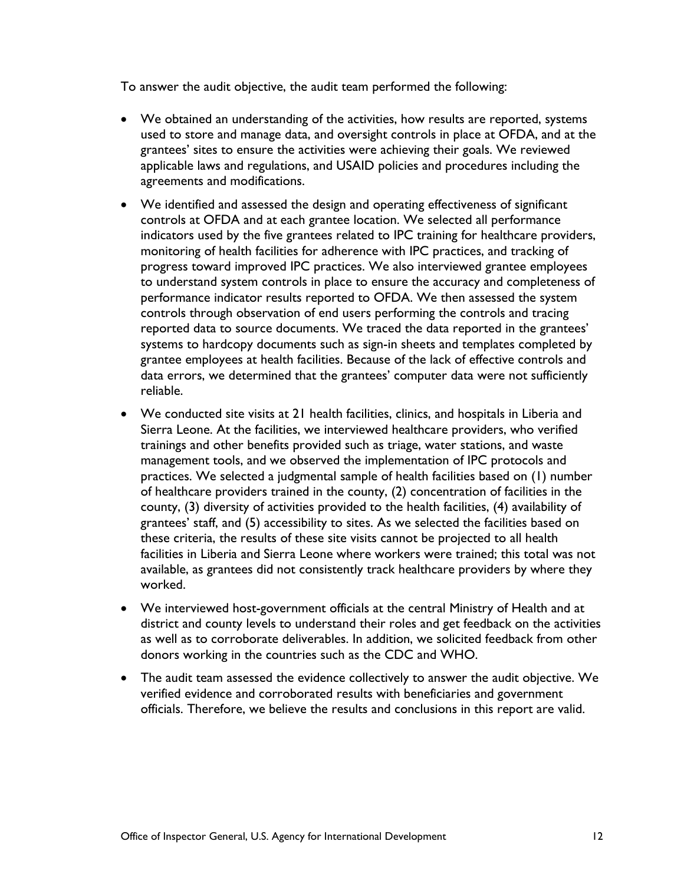To answer the audit objective, the audit team performed the following:

- We obtained an understanding of the activities, how results are reported, systems used to store and manage data, and oversight controls in place at OFDA, and at the grantees' sites to ensure the activities were achieving their goals. We reviewed applicable laws and regulations, and USAID policies and procedures including the agreements and modifications.
- We identified and assessed the design and operating effectiveness of significant controls at OFDA and at each grantee location. We selected all performance indicators used by the five grantees related to IPC training for healthcare providers, monitoring of health facilities for adherence with IPC practices, and tracking of progress toward improved IPC practices. We also interviewed grantee employees to understand system controls in place to ensure the accuracy and completeness of performance indicator results reported to OFDA. We then assessed the system controls through observation of end users performing the controls and tracing reported data to source documents. We traced the data reported in the grantees' systems to hardcopy documents such as sign-in sheets and templates completed by grantee employees at health facilities. Because of the lack of effective controls and data errors, we determined that the grantees' computer data were not sufficiently reliable.
- We conducted site visits at 21 health facilities, clinics, and hospitals in Liberia and Sierra Leone. At the facilities, we interviewed healthcare providers, who verified trainings and other benefits provided such as triage, water stations, and waste management tools, and we observed the implementation of IPC protocols and practices. We selected a judgmental sample of health facilities based on (1) number of healthcare providers trained in the county, (2) concentration of facilities in the county, (3) diversity of activities provided to the health facilities, (4) availability of grantees' staff, and (5) accessibility to sites. As we selected the facilities based on these criteria, the results of these site visits cannot be projected to all health facilities in Liberia and Sierra Leone where workers were trained; this total was not available, as grantees did not consistently track healthcare providers by where they worked.
- We interviewed host-government officials at the central Ministry of Health and at district and county levels to understand their roles and get feedback on the activities as well as to corroborate deliverables. In addition, we solicited feedback from other donors working in the countries such as the CDC and WHO.
- The audit team assessed the evidence collectively to answer the audit objective. We verified evidence and corroborated results with beneficiaries and government officials. Therefore, we believe the results and conclusions in this report are valid.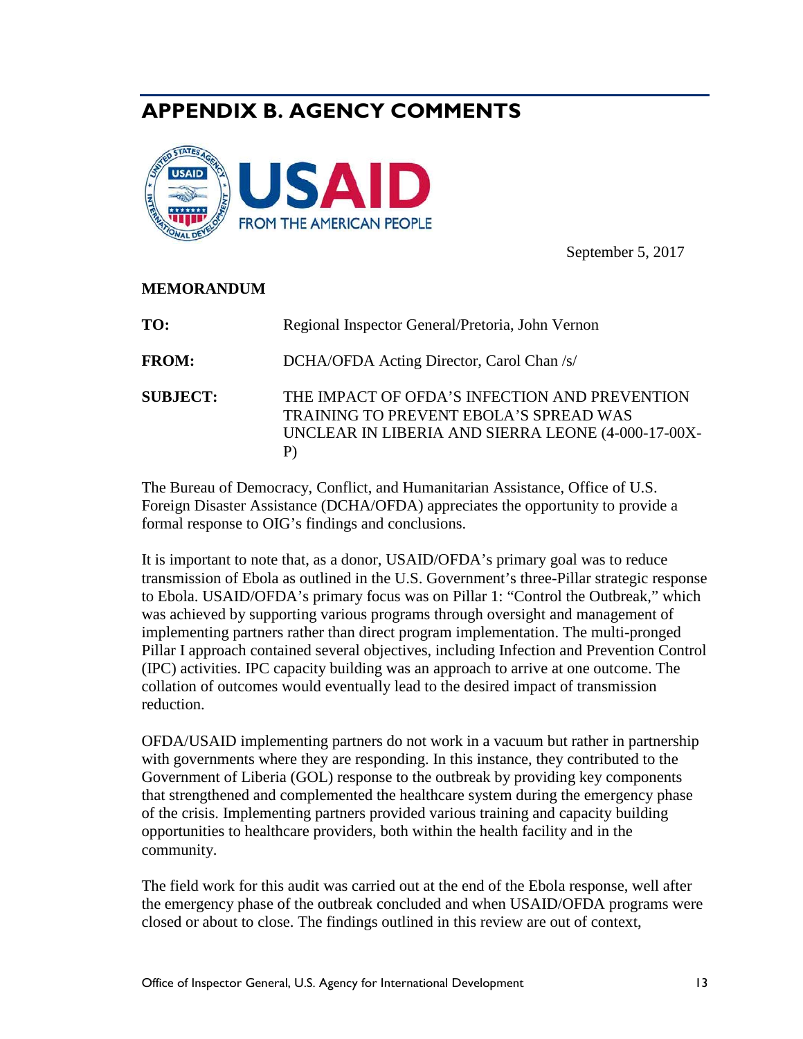## APPENDIX B. AGENCY COMMENTS

USAID
FROM THE AMERICAN PEOPLE

September 5, 2017

**MEMORANDUM**

**TO:** Regional Inspector General/Pretoria, John Vernon

**FROM:** DCHA/OFDA Acting Director, Carol Chan /s/

**SUBJECT:** THE IMPACT OF OFDA'S INFECTION AND PREVENTION TRAINING TO PREVENT EBOLA'S SPREAD WAS UNCLEAR IN LIBERIA AND SIERRA LEONE (4-000-17-00X-P)

The Bureau of Democracy, Conflict, and Humanitarian Assistance, Office of U.S. Foreign Disaster Assistance (DCHA/OFDA) appreciates the opportunity to provide a formal response to OIG's findings and conclusions.

It is important to note that, as a donor, USAID/OFDA's primary goal was to reduce transmission of Ebola as outlined in the U.S. Government's three-Pillar strategic response to Ebola. USAID/OFDA's primary focus was on Pillar 1: "Control the Outbreak," which was achieved by supporting various programs through oversight and management of implementing partners rather than direct program implementation. The multi-pronged Pillar I approach contained several objectives, including Infection and Prevention Control (IPC) activities. IPC capacity building was an approach to arrive at one outcome. The collation of outcomes would eventually lead to the desired impact of transmission reduction.

OFDA/USAID implementing partners do not work in a vacuum but rather in partnership with governments where they are responding. In this instance, they contributed to the Government of Liberia (GOL) response to the outbreak by providing key components that strengthened and complemented the healthcare system during the emergency phase of the crisis. Implementing partners provided various training and capacity building opportunities to healthcare providers, both within the health facility and in the community.

The field work for this audit was carried out at the end of the Ebola response, well after the emergency phase of the outbreak concluded and when USAID/OFDA programs were closed or about to close. The findings outlined in this review are out of context,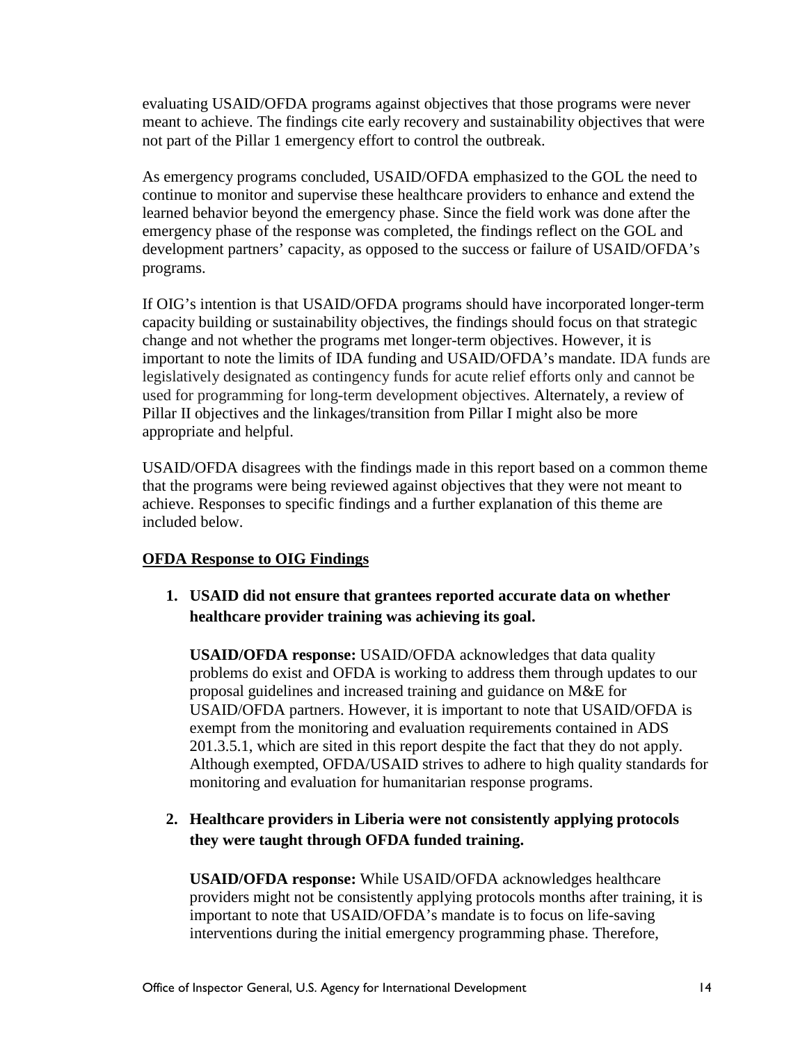evaluating USAID/OFDA programs against objectives that those programs were never meant to achieve. The findings cite early recovery and sustainability objectives that were not part of the Pillar 1 emergency effort to control the outbreak.

As emergency programs concluded, USAID/OFDA emphasized to the GOL the need to continue to monitor and supervise these healthcare providers to enhance and extend the learned behavior beyond the emergency phase. Since the field work was done after the emergency phase of the response was completed, the findings reflect on the GOL and development partners' capacity, as opposed to the success or failure of USAID/OFDA's programs.

If OIG's intention is that USAID/OFDA programs should have incorporated longer-term capacity building or sustainability objectives, the findings should focus on that strategic change and not whether the programs met longer-term objectives. However, it is important to note the limits of IDA funding and USAID/OFDA's mandate. IDA funds are legislatively designated as contingency funds for acute relief efforts only and cannot be used for programming for long-term development objectives. Alternately, a review of Pillar II objectives and the linkages/transition from Pillar I might also be more appropriate and helpful.

USAID/OFDA disagrees with the findings made in this report based on a common theme that the programs were being reviewed against objectives that they were not meant to achieve. Responses to specific findings and a further explanation of this theme are included below.

**OFDA Response to OIG Findings**

1. **USAID did not ensure that grantees reported accurate data on whether healthcare provider training was achieving its goal.**

   **USAID/OFDA response:** USAID/OFDA acknowledges that data quality problems do exist and OFDA is working to address them through updates to our proposal guidelines and increased training and guidance on M&E for USAID/OFDA partners. However, it is important to note that USAID/OFDA is exempt from the monitoring and evaluation requirements contained in ADS 201.3.5.1, which are sited in this report despite the fact that they do not apply. Although exempted, OFDA/USAID strives to adhere to high quality standards for monitoring and evaluation for humanitarian response programs.

2. **Healthcare providers in Liberia were not consistently applying protocols they were taught through OFDA funded training.**

   **USAID/OFDA response:** While USAID/OFDA acknowledges healthcare providers might not be consistently applying protocols months after training, it is important to note that USAID/OFDA's mandate is to focus on life-saving interventions during the initial emergency programming phase. Therefore,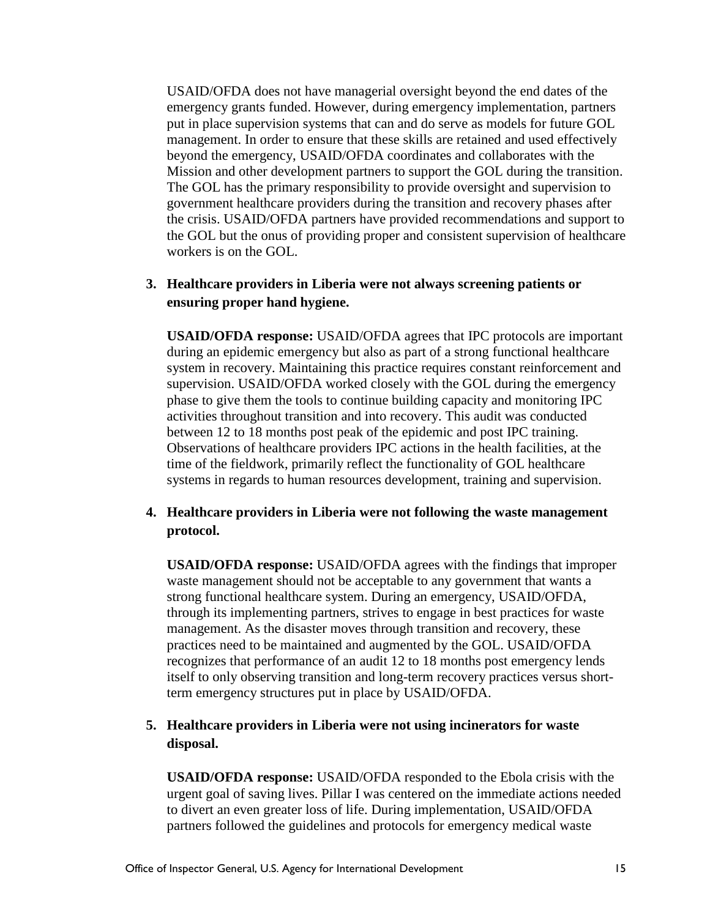USAID/OFDA does not have managerial oversight beyond the end dates of the emergency grants funded. However, during emergency implementation, partners put in place supervision systems that can and do serve as models for future GOL management. In order to ensure that these skills are retained and used effectively beyond the emergency, USAID/OFDA coordinates and collaborates with the Mission and other development partners to support the GOL during the transition. The GOL has the primary responsibility to provide oversight and supervision to government healthcare providers during the transition and recovery phases after the crisis. USAID/OFDA partners have provided recommendations and support to the GOL but the onus of providing proper and consistent supervision of healthcare workers is on the GOL.

3. **Healthcare providers in Liberia were not always screening patients or ensuring proper hand hygiene.**

   **USAID/OFDA response:** USAID/OFDA agrees that IPC protocols are important during an epidemic emergency but also as part of a strong functional healthcare system in recovery. Maintaining this practice requires constant reinforcement and supervision. USAID/OFDA worked closely with the GOL during the emergency phase to give them the tools to continue building capacity and monitoring IPC activities throughout transition and into recovery. This audit was conducted between 12 to 18 months post peak of the epidemic and post IPC training. Observations of healthcare providers IPC actions in the health facilities, at the time of the fieldwork, primarily reflect the functionality of GOL healthcare systems in regards to human resources development, training and supervision.

4. **Healthcare providers in Liberia were not following the waste management protocol.**

   **USAID/OFDA response:** USAID/OFDA agrees with the findings that improper waste management should not be acceptable to any government that wants a strong functional healthcare system. During an emergency, USAID/OFDA, through its implementing partners, strives to engage in best practices for waste management. As the disaster moves through transition and recovery, these practices need to be maintained and augmented by the GOL. USAID/OFDA recognizes that performance of an audit 12 to 18 months post emergency lends itself to only observing transition and long-term recovery practices versus short-term emergency structures put in place by USAID/OFDA.

5. **Healthcare providers in Liberia were not using incinerators for waste disposal.**

   **USAID/OFDA response:** USAID/OFDA responded to the Ebola crisis with the urgent goal of saving lives. Pillar I was centered on the immediate actions needed to divert an even greater loss of life. During implementation, USAID/OFDA partners followed the guidelines and protocols for emergency medical waste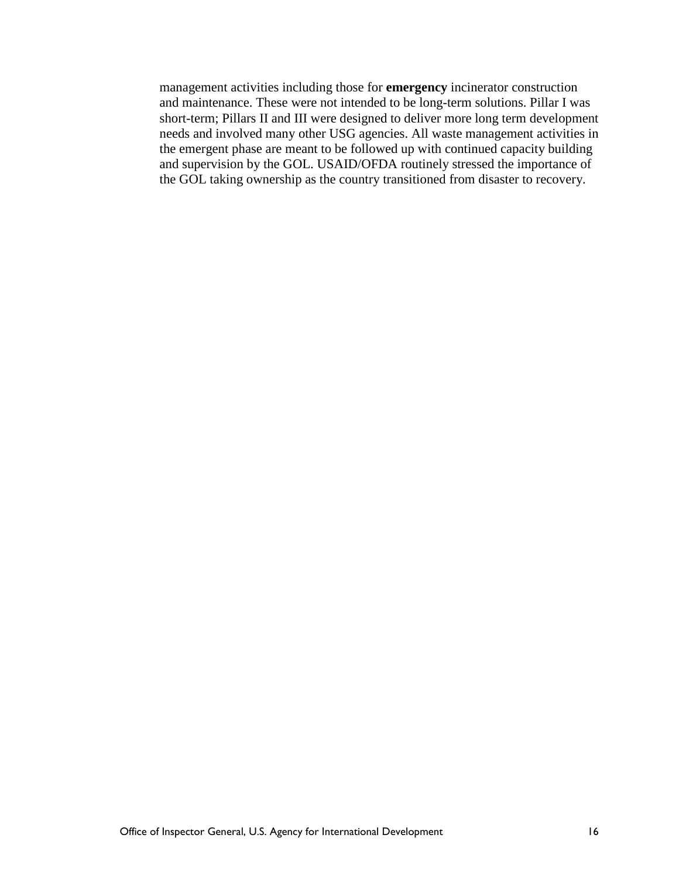management activities including those for **emergency** incinerator construction and maintenance. These were not intended to be long-term solutions. Pillar I was short-term; Pillars II and III were designed to deliver more long term development needs and involved many other USG agencies. All waste management activities in the emergent phase are meant to be followed up with continued capacity building and supervision by the GOL. USAID/OFDA routinely stressed the importance of the GOL taking ownership as the country transitioned from disaster to recovery.